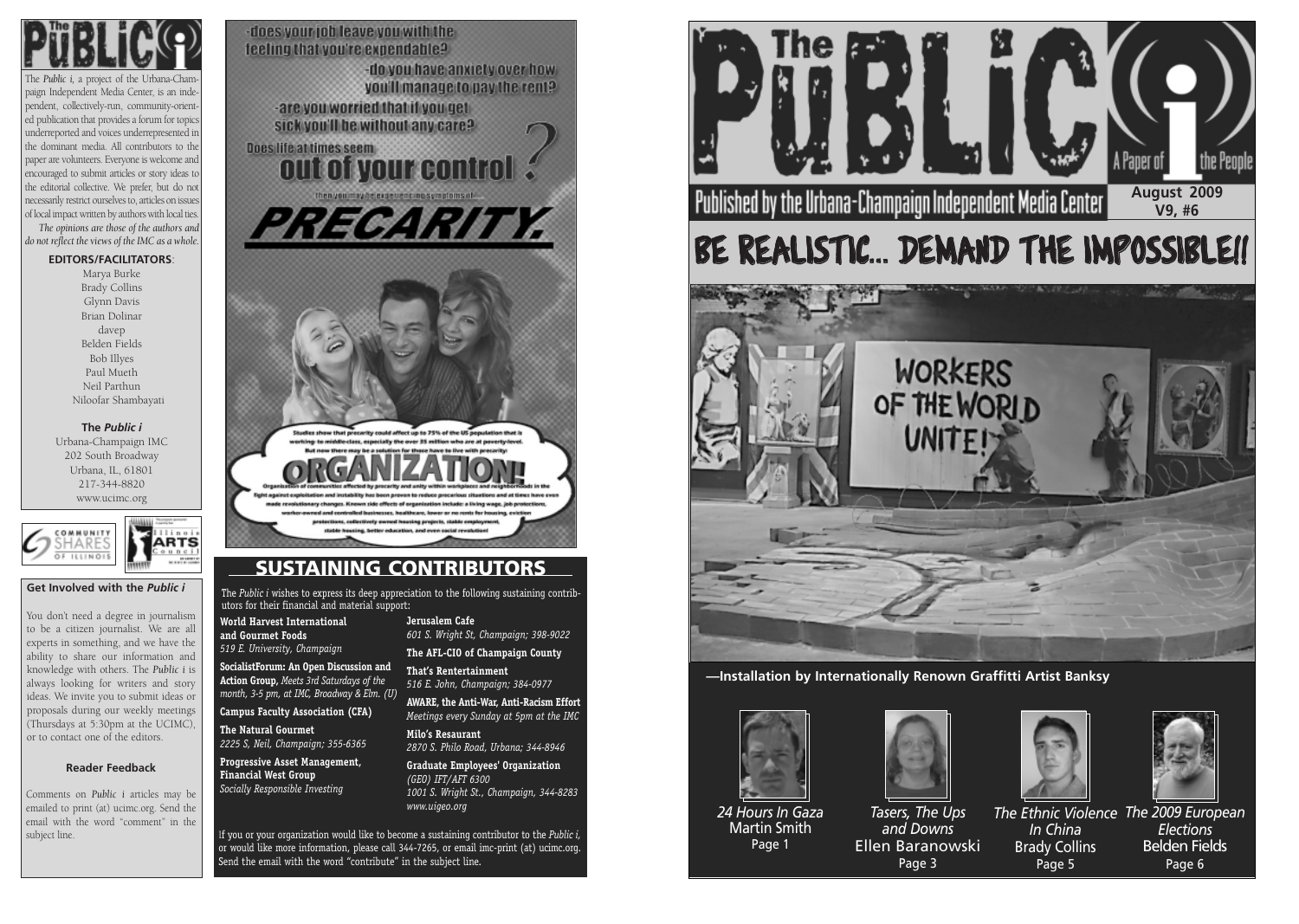# The Public i

The *Public i*, a project of the Urbana-Champaign Independent Media Center, is an independent, collectively-run, community-oriented publication that provides a forum for topics underreported and voices underrepresented in the dominant media. All contributors to the paper are volunteers. Everyone is welcome and encouraged to submit articles or story ideas to the editorial collective. We prefer, but do not necessarily restrict ourselves to, articles on issues of local impact written by authors with local ties.

*The opinions are those of the authors and do not reflect the views of the IMC as a whole.*

**EDITORS/FACILITATORS**:

Marya Burke
Brady Collins
Glynn Davis
Brian Dolinar
davep
Belden Fields
Bob Illyes
Paul Mueth
Neil Parthun
Niloofar Shambayati

**The *Public i***
Urbana-Champaign IMC
202 South Broadway
Urbana, IL, 61801
217-344-8820
www.ucimc.org

COMMUNITY SHARES OF ILLINOIS

Illinois ARTS Council

### Get Involved with the *Public i*

You don't need a degree in journalism to be a citizen journalist. We are all experts in something, and we have the ability to share our information and knowledge with others. The *Public i* is always looking for writers and story ideas. We invite you to submit ideas or proposals during our weekly meetings (Thursdays at 5:30pm at the UCIMC), or to contact one of the editors.

### Reader Feedback

Comments on *Public i* articles may be emailed to print (at) ucimc.org. Send the email with the word "comment" in the subject line.

-does your job leave you with the feeling that you're expendable?
-do you have anxiety over how you'll manage to pay the rent?
-are you worried that if you get sick you'll be without any care?
Does life at times seem **out of your control?**

then you may be experiencing symptoms of...

**PRECARITY.**

Studies show that precarity could affect up to 75% of the US population that is working- to middle-class, especially the over 35 million who are at poverty-level. But now there may be a solution for those have to live with precarity:

**ORGANIZATION!**

Organization of communities affected by precarity and unity within workplaces and neighborhoods in the fight against exploitation and instability has been proven to reduce precarious situations and at times have even made revolutionary changes. Known side effects of organization include: a living wage, job protections, worker-owned and controlled businesses, healthcare, lower or no rents for housing, eviction protections, collectively owned housing projects, stable employment, stable housing, better education, and even social revolution!

## SUSTAINING CONTRIBUTORS

The *Public i* wishes to express its deep appreciation to the following sustaining contributors for their financial and material support:

**World Harvest International and Gourmet Foods**
*519 E. University, Champaign*

**SocialistForum: An Open Discussion and Action Group,** *Meets 3rd Saturdays of the month, 3-5 pm, at IMC, Broadway & Elm. (U)*

**Campus Faculty Association (CFA)**

**The Natural Gourmet**
*2225 S, Neil, Champaign; 355-6365*

**Progressive Asset Management, Financial West Group**
*Socially Responsible Investing*

**Jerusalem Cafe**
*601 S. Wright St, Champaign; 398-9022*

**The AFL-CIO of Champaign County**

**That's Rentertainment**
*516 E. John, Champaign; 384-0977*

**AWARE, the Anti-War, Anti-Racism Effort**
*Meetings every Sunday at 5pm at the IMC*

**Milo's Resaurant**
*2870 S. Philo Road, Urbana; 344-8946*

**Graduate Employees' Organization**
*(GEO) IFT/AFT 6300*
*1001 S. Wright St., Champaign, 344-8283*
*www.uigeo.org*

If you or your organization would like to become a sustaining contributor to the *Public i*, or would like more information, please call 344-7265, or email imc-print (at) ucimc.org. Send the email with the word "contribute" in the subject line.

# The Public i — A Paper of the People

Published by the Urbana-Champaign Independent Media Center

**August 2009**
**V9, #6**

# BE REALISTIC... DEMAND THE IMPOSSIBLE!!

WORKERS OF THE WORLD UNITE!

**—Installation by Internationally Renown Graffitti Artist Banksy**

*24 Hours In Gaza*
Martin Smith
Page 1

*Tasers, The Ups and Downs*
Ellen Baranowski
Page 3

*The Ethnic Violence In China*
Brady Collins
Page 5

*The 2009 European Elections*
Belden Fields
Page 6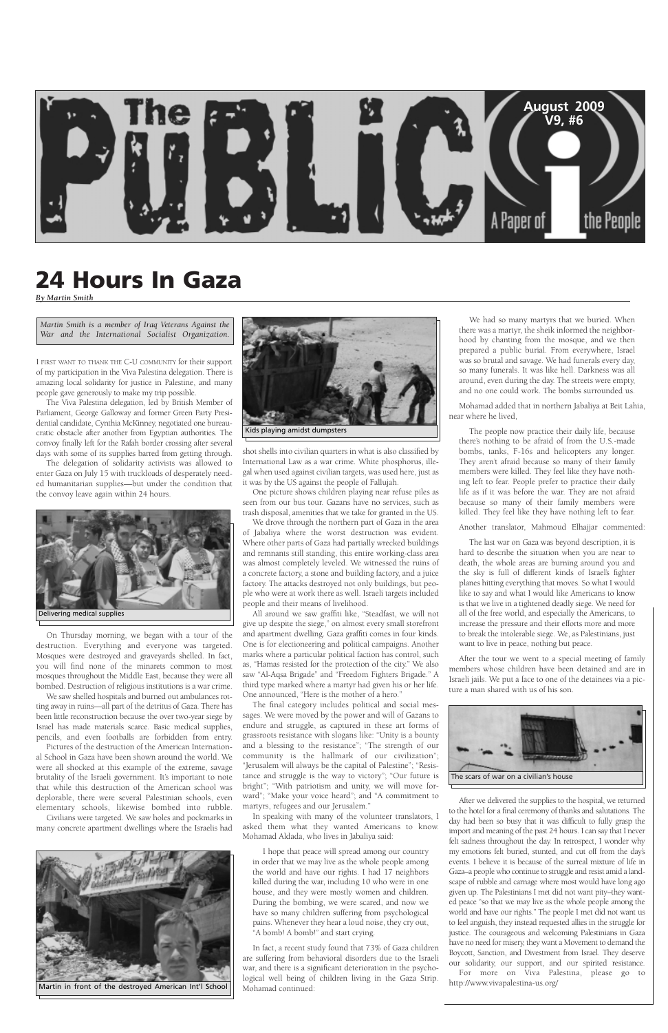# 24 Hours In Gaza

*By Martin Smith*

*Martin Smith is a member of Iraq Veterans Against the War and the International Socialist Organization.*

I FIRST WANT TO THANK THE C-U COMMUNITY for their support of my participation in the Viva Palestina delegation. There is amazing local solidarity for justice in Palestine, and many people gave generously to make my trip possible.

The Viva Palestina delegation, led by British Member of Parliament, George Galloway and former Green Party Presidential candidate, Cynthia McKinney, negotiated one bureaucratic obstacle after another from Egyptian authorities. The convoy finally left for the Rafah border crossing after several days with some of its supplies barred from getting through.

The delegation of solidarity activists was allowed to enter Gaza on July 15 with truckloads of desperately needed humanitarian supplies—but under the condition that the convoy leave again within 24 hours.

Delivering medical supplies

On Thursday morning, we began with a tour of the destruction. Everything and everyone was targeted. Mosques were destroyed and graveyards shelled. In fact, you will find none of the minarets common to most mosques throughout the Middle East, because they were all bombed. Destruction of religious institutions is a war crime.

We saw shelled hospitals and burned out ambulances rotting away in ruins—all part of the detritus of Gaza. There has been little reconstruction because the over two-year siege by Israel has made materials scarce. Basic medical supplies, pencils, and even footballs are forbidden from entry.

Pictures of the destruction of the American International School in Gaza have been shown around the world. We were all shocked at this example of the extreme, savage brutality of the Israeli government. It's important to note that while this destruction of the American school was deplorable, there were several Palestinian schools, even elementary schools, likewise bombed into rubble.

Civilians were targeted. We saw holes and pockmarks in many concrete apartment dwellings where the Israelis had shot shells into civilian quarters in what is also classified by International Law as a war crime. White phosphorus, illegal when used against civilian targets, was used here, just as it was by the US against the people of Fallujah.

Martin in front of the destroyed American Int'l School

Kids playing amidst dumpsters

One picture shows children playing near refuse piles as seen from our bus tour. Gazans have no services, such as trash disposal, amenities that we take for granted in the US.

We drove through the northern part of Gaza in the area of Jabaliya where the worst destruction was evident. Where other parts of Gaza had partially wrecked buildings and remnants still standing, this entire working-class area was almost completely leveled. We witnessed the ruins of a concrete factory, a stone and building factory, and a juice factory. The attacks destroyed not only buildings, but people who were at work there as well. Israeli targets included people and their means of livelihood.

All around we saw graffiti like, "Steadfast, we will not give up despite the siege," on almost every small storefront and apartment dwelling. Gaza graffiti comes in four kinds. One is for electioneering and political campaigns. Another marks where a particular political faction has control, such as, "Hamas resisted for the protection of the city." We also saw "Al-Aqsa Brigade" and "Freedom Fighters Brigade." A third type marked where a martyr had given his or her life. One announced, "Here is the mother of a hero."

The final category includes political and social messages. We were moved by the power and will of Gazans to endure and struggle, as captured in these art forms of grassroots resistance with slogans like: "Unity is a bounty and a blessing to the resistance"; "The strength of our community is the hallmark of our civilization"; "Jerusalem will always be the capital of Palestine"; "Resistance and struggle is the way to victory"; "Our future is bright"; "With patriotism and unity, we will move forward"; "Make your voice heard"; and "A commitment to martyrs, refugees and our Jerusalem."

In speaking with many of the volunteer translators, I asked them what they wanted Americans to know. Mohamad Aldada, who lives in Jabaliya said:

> I hope that peace will spread among our country in order that we may live as the whole people among the world and have our rights. I had 17 neighbors killed during the war, including 10 who were in one house, and they were mostly women and children. During the bombing, we were scared, and now we have so many children suffering from psychological pains. Whenever they hear a loud noise, they cry out, "A bomb! A bomb!" and start crying.

In fact, a recent study found that 73% of Gaza children are suffering from behavioral disorders due to the Israeli war, and there is a significant deterioration in the psychological well being of children living in the Gaza Strip. Mohamad continued:

> We had so many martyrs that we buried. When there was a martyr, the sheik informed the neighborhood by chanting from the mosque, and we then prepared a public burial. From everywhere, Israel was so brutal and savage. We had funerals every day, so many funerals. It was like hell. Darkness was all around, even during the day. The streets were empty, and no one could work. The bombs surrounded us.

Mohamad added that in northern Jabaliya at Beit Lahia, near where he lived,

> The people now practice their daily life, because there's nothing to be afraid of from the U.S.-made bombs, tanks, F-16s and helicopters any longer. They aren't afraid because so many of their family members were killed. They feel like they have nothing left to fear. People prefer to practice their daily life as if it was before the war. They are not afraid because so many of their family members were killed. They feel like they have nothing left to fear.

Another translator, Mahmoud Elhajjar commented:

> The last war on Gaza was beyond description, it is hard to describe the situation when you are near to death, the whole areas are burning around you and the sky is full of different kinds of Israel's fighter planes hitting everything that moves. So what I would like to say and what I would like Americans to know is that we live in a tightened deadly siege. We need for all of the free world, and especially the Americans, to increase the pressure and their efforts more and more to break the intolerable siege. We, as Palestinians, just want to live in peace, nothing but peace.

After the tour we went to a special meeting of family members whose children have been detained and are in Israeli jails. We put a face to one of the detainees via a picture a man shared with us of his son.

The scars of war on a civilian's house

After we delivered the supplies to the hospital, we returned to the hotel for a final ceremony of thanks and salutations. The day had been so busy that it was difficult to fully grasp the import and meaning of the past 24 hours. I can say that I never felt sadness throughout the day. In retrospect, I wonder why my emotions felt buried, stunted, and cut off from the day's events. I believe it is because of the surreal mixture of life in Gaza–a people who continue to struggle and resist amid a landscape of rubble and carnage where most would have long ago given up. The Palestinians I met did not want pity–they wanted peace "so that we may live as the whole people among the world and have our rights." The people I met did not want us to feel anguish, they instead requested allies in the struggle for justice. The courageous and welcoming Palestinians in Gaza have no need for misery, they want a Movement to demand the Boycott, Sanction, and Divestment from Israel. They deserve our solidarity, our support, and our spirited resistance.

For more on Viva Palestina, please go to http://www.vivapalestina-us.org/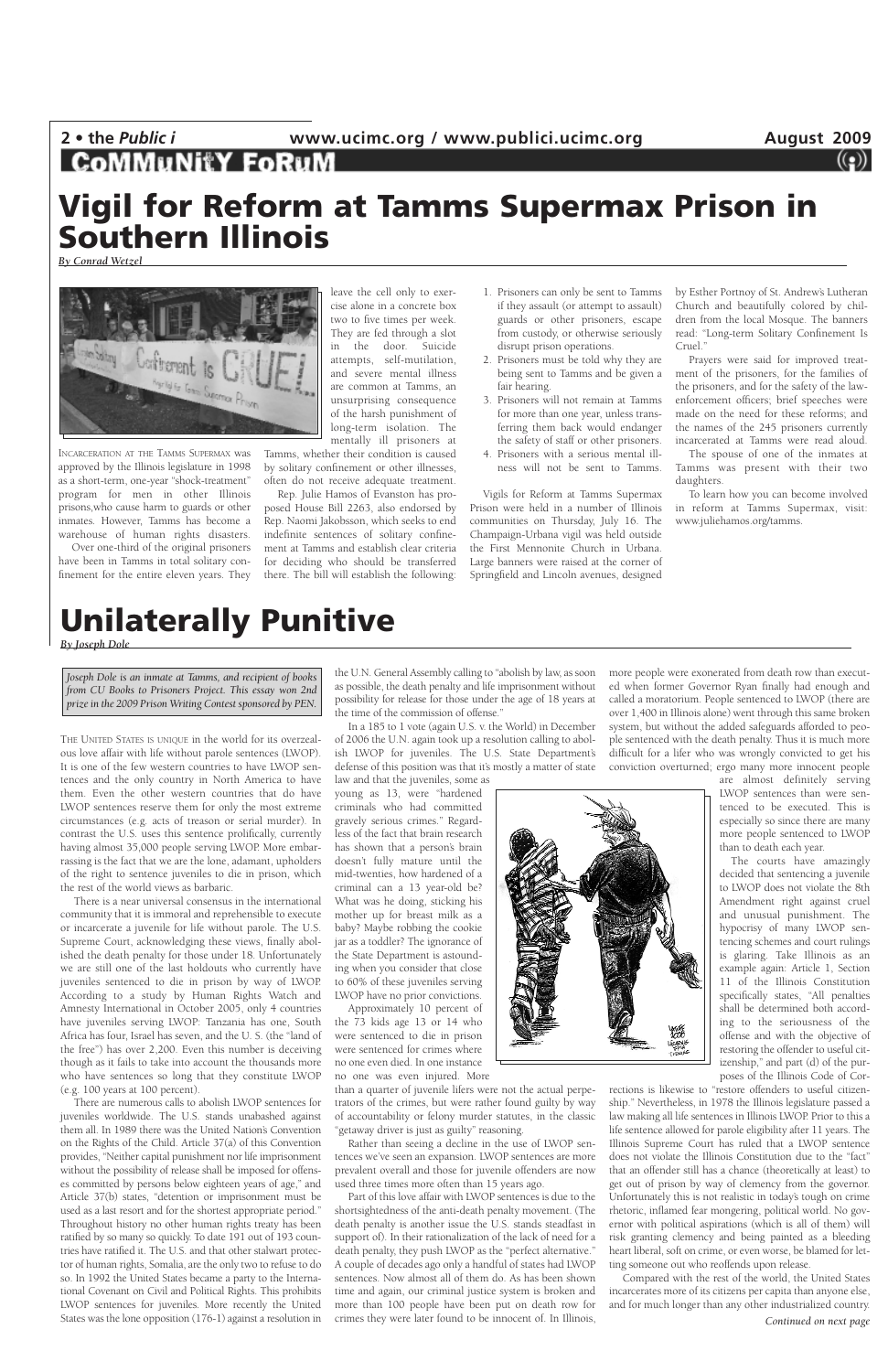## COMMUNITY FORUM

# Vigil for Reform at Tamms Supermax Prison in Southern Illinois

*By Conrad Wetzel*

INCARCERATION AT THE TAMMS SUPERMAX was approved by the Illinois legislature in 1998 as a short-term, one-year "shock-treatment" program for men in other Illinois prisons,who cause harm to guards or other inmates. However, Tamms has become a warehouse of human rights disasters.

Over one-third of the original prisoners have been in Tamms in total solitary confinement for the entire eleven years. They leave the cell only to exercise alone in a concrete box two to five times per week. They are fed through a slot in the door. Suicide attempts, self-mutilation, and severe mental illness are common at Tamms, an unsurprising consequence of the harsh punishment of long-term isolation. The mentally ill prisoners at Tamms, whether their condition is caused by solitary confinement or other illnesses, often do not receive adequate treatment.

Rep. Julie Hamos of Evanston has proposed House Bill 2263, also endorsed by Rep. Naomi Jakobsson, which seeks to end indefinite terms of solitary confinement at Tamms and establish clear criteria for deciding who should be transferred there. The bill will establish the following:

1. Prisoners can only be sent to Tamms if they assault (or attempt to assault) guards or other prisoners, escape from custody, or otherwise seriously disrupt prison operations.
2. Prisoners must be told why they are being sent to Tamms and be given a fair hearing.
3. Prisoners will not remain at Tamms for more than one year, unless transferring them back would endanger the safety of staff or other prisoners.
4. Prisoners with a serious mental illness will not be sent to Tamms.

Vigils for Reform at Tamms Supermax Prison were held in a number of Illinois communities on Thursday, July 16. The Champaign-Urbana vigil was held outside the First Mennonite Church in Urbana. Large banners were raised at the corner of Springfield and Lincoln avenues, designed by Esther Portnoy of St. Andrew's Lutheran Church and beautifully colored by children from the local Mosque. The banners read: "Long-term Solitary Confinement Is Cruel."

Prayers were said for improved treatment of the prisoners, for the families of the prisoners, and for the safety of the law-enforcement officers; brief speeches were made on the need for these reforms; and the names of the 245 prisoners currently incarcerated at Tamms were read aloud.

The spouse of one of the inmates at Tamms was present with their two daughters.

To learn how you can become involved in reform at Tamms Supermax, visit: www.juliehamos.org/tamms.

# Unilaterally Punitive

*By Joseph Dole*

*Joseph Dole is an inmate at Tamms, and recipient of books from CU Books to Prisoners Project. This essay won 2nd prize in the 2009 Prison Writing Contest sponsored by PEN.*

THE UNITED STATES IS UNIQUE in the world for its overzealous love affair with life without parole sentences (LWOP). It is one of the few western countries to have LWOP sentences and the only country in North America to have them. Even the other western countries that do have LWOP sentences reserve them for only the most extreme circumstances (e.g. acts of treason or serial murder). In contrast the U.S. uses this sentence prolifically, currently having almost 35,000 people serving LWOP. More embarrassing is the fact that we are the lone, adamant, upholders of the right to sentence juveniles to die in prison, which the rest of the world views as barbaric.

There is a near universal consensus in the international community that it is immoral and reprehensible to execute or incarcerate a juvenile for life without parole. The U.S. Supreme Court, acknowledging these views, finally abolished the death penalty for those under 18. Unfortunately we are still one of the last holdouts who currently have juveniles sentenced to die in prison by way of LWOP. According to a study by Human Rights Watch and Amnesty International in October 2005, only 4 countries have juveniles serving LWOP: Tanzania has one, South Africa has four, Israel has seven, and the U. S. (the "land of the free") has over 2,200. Even this number is deceiving though as it fails to take into account the thousands more who have sentences so long that they constitute LWOP (e.g. 100 years at 100 percent).

There are numerous calls to abolish LWOP sentences for juveniles worldwide. The U.S. stands unabashed against them all. In 1989 there was the United Nation's Convention on the Rights of the Child. Article 37(a) of this Convention provides, "Neither capital punishment nor life imprisonment without the possibility of release shall be imposed for offenses committed by persons below eighteen years of age," and Article 37(b) states, "detention or imprisonment must be used as a last resort and for the shortest appropriate period." Throughout history no other human rights treaty has been ratified by so many so quickly. To date 191 out of 193 countries have ratified it. The U.S. and that other stalwart protector of human rights, Somalia, are the only two to refuse to do so. In 1992 the United States became a party to the International Covenant on Civil and Political Rights. This prohibits LWOP sentences for juveniles. More recently the United States was the lone opposition (176-1) against a resolution in the U.N. General Assembly calling to "abolish by law, as soon as possible, the death penalty and life imprisonment without possibility for release for those under the age of 18 years at the time of the commission of offense."

In a 185 to 1 vote (again U.S. v. the World) in December of 2006 the U.N. again took up a resolution calling to abolish LWOP for juveniles. The U.S. State Department's defense of this position was that it's mostly a matter of state law and that the juveniles, some as young as 13, were "hardened criminals who had committed gravely serious crimes." Regardless of the fact that brain research has shown that a person's brain doesn't fully mature until the mid-twenties, how hardened of a criminal can a 13 year-old be? What was he doing, sticking his mother up for breast milk as a baby? Maybe robbing the cookie jar as a toddler? The ignorance of the State Department is astounding when you consider that close to 60% of these juveniles serving LWOP have no prior convictions.

Approximately 10 percent of the 73 kids age 13 or 14 who were sentenced to die in prison were sentenced for crimes where no one even died. In one instance no one was even injured. More than a quarter of juvenile lifers were not the actual perpetrators of the crimes, but were rather found guilty by way of accountability or felony murder statutes, in the classic "getaway driver is just as guilty" reasoning.

Rather than seeing a decline in the use of LWOP sentences we've seen an expansion. LWOP sentences are more prevalent overall and those for juvenile offenders are now used three times more often than 15 years ago.

Part of this love affair with LWOP sentences is due to the shortsightedness of the anti-death penalty movement. (The death penalty is another issue the U.S. stands steadfast in support of). In their rationalization of the lack of need for a death penalty, they push LWOP as the "perfect alternative." A couple of decades ago only a handful of states had LWOP sentences. Now almost all of them do. As has been shown time and again, our criminal justice system is broken and more than 100 people have been put on death row for crimes they were later found to be innocent of. In Illinois, more people were exonerated from death row than executed when former Governor Ryan finally had enough and called a moratorium. People sentenced to LWOP (there are over 1,400 in Illinois alone) went through this same broken system, but without the added safeguards afforded to people sentenced with the death penalty. Thus it is much more difficult for a lifer who was wrongly convicted to get his conviction overturned; ergo many more innocent people are almost definitely serving LWOP sentences than were sentenced to be executed. This is especially so since there are many more people sentenced to LWOP than to death each year.

The courts have amazingly decided that sentencing a juvenile to LWOP does not violate the 8th Amendment right against cruel and unusual punishment. The hypocrisy of many LWOP sentencing schemes and court rulings is glaring. Take Illinois as an example again: Article 1, Section 11 of the Illinois Constitution specifically states, "All penalties shall be determined both according to the seriousness of the offense and with the objective of restoring the offender to useful citizenship," and part (d) of the purposes of the Illinois Code of Corrections is likewise to "restore offenders to useful citizenship." Nevertheless, in 1978 the Illinois legislature passed a law making all life sentences in Illinois LWOP. Prior to this a life sentence allowed for parole eligibility after 11 years. The Illinois Supreme Court has ruled that a LWOP sentence does not violate the Illinois Constitution due to the "fact" that an offender still has a chance (theoretically at least) to get out of prison by way of clemency from the governor. Unfortunately this is not realistic in today's tough on crime rhetoric, inflamed fear mongering, political world. No governor with political aspirations (which is all of them) will risk granting clemency and being painted as a bleeding heart liberal, soft on crime, or even worse, be blamed for letting someone out who reoffends upon release.

Compared with the rest of the world, the United States incarcerates more of its citizens per capita than anyone else, and for much longer than any other industrialized country.

*Continued on next page*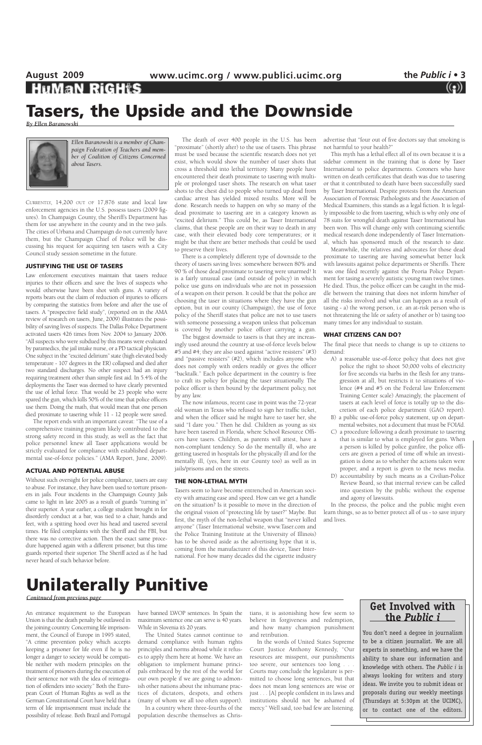HUMAN RIGHTS

# Tasers, the Upside and the Downside

*By Ellen Baranowski*

*Ellen Baranowski is a member of Champaign Federation of Teachers and member of Coalition of Citizens Concerned about Tasers.*

CURRENTLY, 14,200 OUT OF 17,876 state and local law enforcement agencies in the U.S. possess tasers (2009 figures). In Champaign County, the Sheriff's Department has them for use anywhere in the county and in the two jails. The cities of Urbana and Champaign do not currently have them, but the Champaign Chief of Police will be discussing his request for acquiring ten tasers with a City Council study session sometime in the future.

### JUSTIFYING THE USE OF TASERS

Law enforcement executives maintain that tasers reduce injuries to their officers and save the lives of suspects who would otherwise have been shot with guns. A variety of reports bears out the claim of reduction of injuries to officers by comparing the statistics from before and after the use of tasers. A "prospective field study", (reported on in the AMA review of research on tasers, June, 2009) illustrates the possibility of saving lives of suspects. The Dallas Police Department activated tasers 426 times from Nov. 2004 to January 2006. "All suspects who were subdued by this means were evaluated by paramedics, the jail intake nurse, or a PD tactical physician. One subject in the "excited delirium" state (high elevated body temperature - 107 degrees in the ER) collapsed and died after two standard discharges. No other suspect had an injury requiring treatment other than simple first aid. In 5.4% of the deployments the Taser was deemed to have clearly prevented the use of lethal force. That would be 23 people who were spared the gun, which kills 50% of the time that police officers use them. Doing the math, that would mean that one person died proximate to tasering while 11 - 12 people were saved.

The report ends with an important caveat: "The use of a comprehensive training program likely contributed to the strong safety record in this study, as well as the fact that police personnel knew all Taser applications would be strictly evaluated for compliance with established departmental use-of-force policies." (AMA Report, June, 2009).

### ACTUAL AND POTENTIAL ABUSE

Without such oversight for police compliance, tasers are easy to abuse. For instance, they have been used to torture prisoners in jails. Four incidents in the Champaign County Jails came to light in late 2005 as a result of guards "turning in" their superior. A year earlier, a college student brought in for disorderly conduct at a bar, was tied to a chair, hands and feet, with a spitting hood over his head and tasered several times. He filed complaints with the Sheriff and the FBI, but there was no corrective action. Then the exact same procedure happened again with a different prisoner, but this time guards reported their superior. The Sheriff acted as if he had never heard of such behavior before.

The death of over 400 people in the U.S. has been "proximate" (shortly after) to the use of tasers. This phrase must be used because the scientific research does not yet exist, which would show the number of taser shots that cross a threshold into lethal territory. Many people have encountered their death proximate to tasering with multiple or prolonged taser shots. The research on what taser shots to the chest did to people who turned up dead from cardiac arrest has yielded mixed results. More will be done. Research needs to happen on why so many of the dead proximate to tasering are in a category known as "excited delirium." This could be, as Taser International claims, that these people are on their way to death in any case, with their elevated body core temperatures; or it might be that there are better methods that could be used to preserve their lives.

There is a completely different type of downside to the theory of tasers saving lives: somewhere between 80% and 90 % of those dead proximate to tasering were unarmed! It is a fairly unusual case (and outside of policy) in which police use guns on individuals who are not in possession of a weapon on their person. It could be that the police are choosing the taser in situations where they have the gun option, but in our county (Champaign), the use of force policy of the Sheriff states that police are not to use tasers with someone possessing a weapon unless that policeman is covered by another police officer carrying a gun.

The biggest downside to tasers is that they are increasingly used around the country at use-of-force levels below #5 and #4; they are also used against "active resisters" (#3) and "passive resisters" (#2), which includes anyone who does not comply with orders readily or gives the officer "backtalk." Each police department in the country is free to craft its policy for placing the taser situationally. The police officer is then bound by the department policy, not by any law.

The now infamous, recent case in point was the 72-year old woman in Texas who refused to sign her traffic ticket, and when the officer said he might have to taser her, she said "I dare you." Then he did. Children as young as six have been tasered in Florida, where School Resource Officers have tasers. Children, as parents will attest, have a non-compliant tendency. So do the mentally ill, who are getting tasered in hospitals for the physically ill and for the mentally ill, (yes, here in our County too) as well as in jails/prisons and on the streets.

### THE NON-LETHAL MYTH

Tasers seem to have become entrenched in American society with amazing ease and speed. How can we get a handle on the situation? Is it possible to move in the direction of the original vision of "protecting life by taser?" Maybe. But first, the myth of the non-lethal weapon that "never killed anyone" (Taser International website, www.Taser.com and the Police Training Institute at the University of Illinois) has to be shoved aside as the advertising hype that it is, coming from the manufacturer of this device, Taser International. For how many decades did the cigarette industry advertise that "four out of five doctors say that smoking is not harmful to your health?"

This myth has a lethal effect all of its own because it is a sidebar comment in the training that is done by Taser International to police departments. Coroners who have written on death certificates that death was due to tasering or that it contributed to death have been successfully sued by Taser International. Despite protests from the American Association of Forensic Pathologists and the Association of Medical Examiners, this stands as a legal fiction. It is legally impossible to die from tasering, which is why only one of 78 suits for wrongful death against Taser International has been won. This will change only with continuing scientific medical research done independently of Taser International, which has sponsored much of the research to date.

Meanwhile, the relatives and advocates for those dead proximate to tasering are having somewhat better luck with lawsuits against police departments or Sheriffs. There was one filed recently against the Peoria Police Department for tasing a severely autistic young man twelve times. He died. Thus, the police officer can be caught in the middle between the training that does not inform him/her of all the risks involved and what can happen as a result of tasing - a) the wrong person, i.e. an at-risk person who is not threatening the life or safety of another or b) tasing too many times for any individual to sustain.

### WHAT CITIZENS CAN DO?

The final piece that needs to change is up to citizens to demand:

A) a reasonable use-of-force policy that does not give police the right to shoot 50,000 volts of electricity for five seconds via barbs in the flesh for any transgression at all, but restricts it to situations of violence (#4 and #5 on the Federal law Enforcement Training Center scale) Amazingly, the placement of tasers at each level of force is totally up to the discretion of each police department (GAO report).

B) a public use-of-force policy statement, up on departmental websites, not a document that must be FOIA'd.

C) a procedure following a death proximate to tasering that is similar to what is employed for guns. When a person is killed by police gunfire, the police officers are given a period of time off while an investigation is done as to whether the actions taken were proper, and a report is given to the news media.

D) accountability by such means as a Civilian-Police Review Board, so that internal review can be called into question by the public without the expense and agony of lawsuits.

In the process, the police and the public might even learn things, so as to better protect all of us - to save injury and lives.

# Unilaterally Punitive

*Conitnued from previous page*

An entrance requirement to the European Union is that the death penalty be outlawed in the joining country. Concerning life imprisonment, the Council of Europe in 1995 stated, "A crime prevention policy which accepts keeping a prisoner for life even if he is no longer a danger to society would be compatible neither with modern principles on the treatment of prisoners during the execution of their sentence nor with the idea of reintegration of offenders into society." Both the European Court of Human Rights as well as the German Constitutional Court have held that a term of life imprisonment must include the possibility of release. Both Brazil and Portugal have banned LWOP sentences. In Spain the maximum sentence one can serve is 40 years. While in Slovenia it's 20 years.

The United States cannot continue to demand compliance with human rights principles and norms abroad while it refuses to apply them here at home. We have an obligation to implement humane principals embraced by the rest of the world for our own people if we are going to admonish other nations about the inhumane practices of dictators, despots, and others (many of whom we all too often support).

In a country where three-fourths of the population describe themselves as Christians, it is astonishing how few seem to believe in forgiveness and redemption, and how many champion punishment and retribution.

In the words of United States Supreme Court Justice Anthony Kennedy, "Our resources are misspent, our punishments too severe, our sentences too long . . . Courts may conclude the legislature is permitted to choose long sentences, but that does not mean long sentences are wise or just . . . [A] people confident in its laws and institutions should not be ashamed of mercy." Well said, too bad few are listening.

## Get Involved with the *Public i*

You don't need a degree in journalism to be a citizen journalist. We are all experts in something, and we have the ability to share our information and knowledge with others. The *Public i* is always looking for writers and story ideas. We invite you to submit ideas or proposals during our weekly meetings (Thursdays at 5:30pm at the UCIMC), or to contact one of the editors.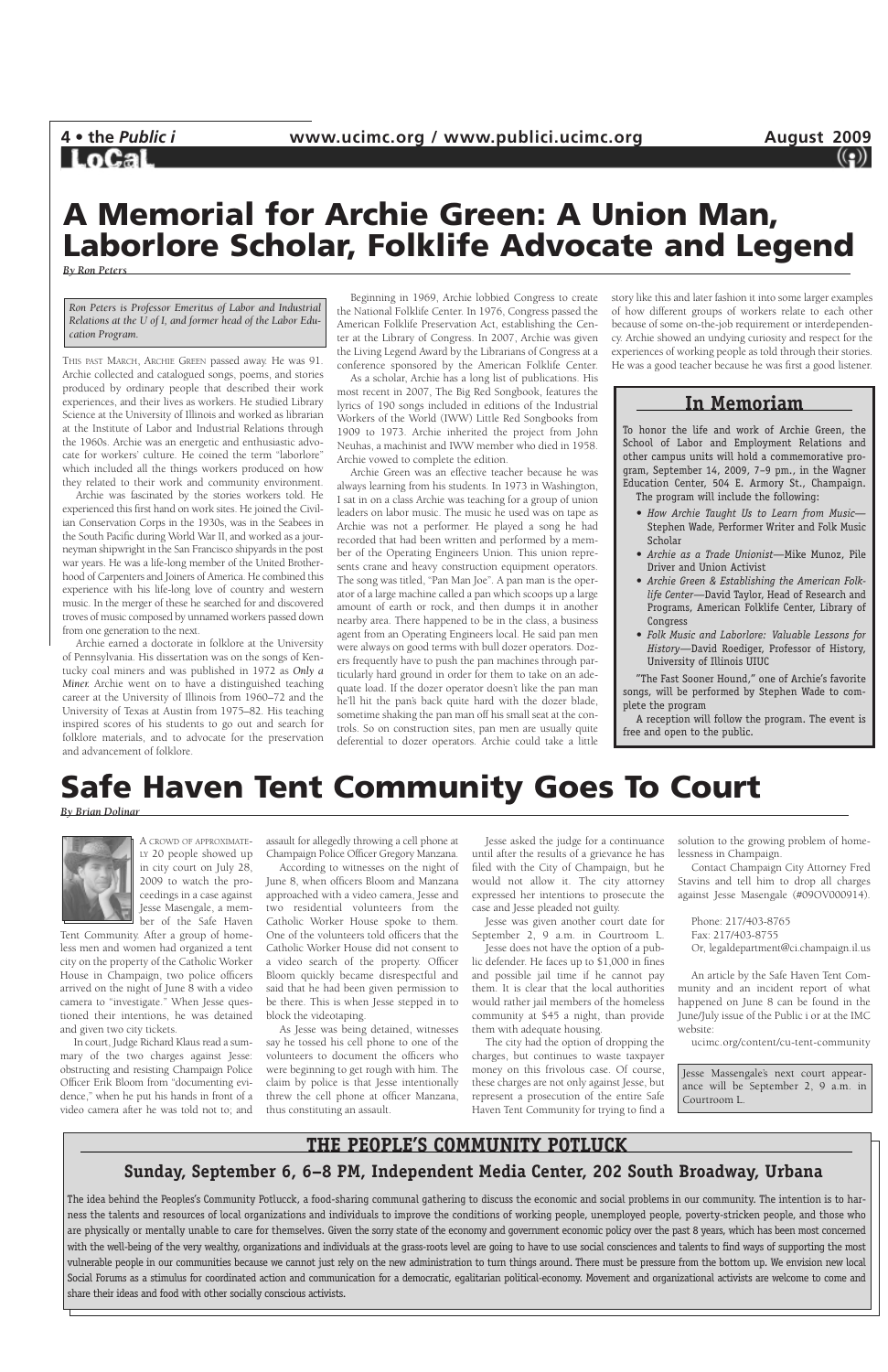# A Memorial for Archie Green: A Union Man, Laborlore Scholar, Folklife Advocate and Legend

*By Ron Peters*

*Ron Peters is Professor Emeritus of Labor and Industrial Relations at the U of I, and former head of the Labor Education Program.*

THIS PAST MARCH, ARCHIE GREEN passed away. He was 91. Archie collected and catalogued songs, poems, and stories produced by ordinary people that described their work experiences, and their lives as workers. He studied Library Science at the University of Illinois and worked as librarian at the Institute of Labor and Industrial Relations through the 1960s. Archie was an energetic and enthusiastic advocate for workers' culture. He coined the term "laborlore" which included all the things workers produced on how they related to their work and community environment.

Archie was fascinated by the stories workers told. He experienced this first hand on work sites. He joined the Civilian Conservation Corps in the 1930s, was in the Seabees in the South Pacific during World War II, and worked as a journeyman shipwright in the San Francisco shipyards in the post war years. He was a life-long member of the United Brotherhood of Carpenters and Joiners of America. He combined this experience with his life-long love of country and western music. In the merger of these he searched for and discovered troves of music composed by unnamed workers passed down from one generation to the next.

Archie earned a doctorate in folklore at the University of Pennsylvania. His dissertation was on the songs of Kentucky coal miners and was published in 1972 as *Only a Miner.* Archie went on to have a distinguished teaching career at the University of Illinois from 1960–72 and the University of Texas at Austin from 1975–82. His teaching inspired scores of his students to go out and search for folklore materials, and to advocate for the preservation and advancement of folklore.

Beginning in 1969, Archie lobbied Congress to create the National Folklife Center. In 1976, Congress passed the American Folklife Preservation Act, establishing the Center at the Library of Congress. In 2007, Archie was given the Living Legend Award by the Librarians of Congress at a conference sponsored by the American Folklife Center.

As a scholar, Archie has a long list of publications. His most recent in 2007, The Big Red Songbook, features the lyrics of 190 songs included in editions of the Industrial Workers of the World (IWW) Little Red Songbooks from 1909 to 1973. Archie inherited the project from John Neuhas, a machinist and IWW member who died in 1958. Archie vowed to complete the edition.

Archie Green was an effective teacher because he was always learning from his students. In 1973 in Washington, I sat in on a class Archie was teaching for a group of union leaders on labor music. The music he used was on tape as Archie was not a performer. He played a song he had recorded that had been written and performed by a member of the Operating Engineers Union. This union represents crane and heavy construction equipment operators. The song was titled, "Pan Man Joe". A pan man is the operator of a large machine called a pan which scoops up a large amount of earth or rock, and then dumps it in another nearby area. There happened to be in the class, a business agent from an Operating Engineers local. He said pan men were always on good terms with bull dozer operators. Dozers frequently have to push the pan machines through particularly hard ground in order for them to take on an adequate load. If the dozer operator doesn't like the pan man he'll hit the pan's back quite hard with the dozer blade, sometime shaking the pan man off his small seat at the controls. So on construction sites, pan men are usually quite deferential to dozer operators. Archie could take a little story like this and later fashion it into some larger examples of how different groups of workers relate to each other because of some on-the-job requirement or interdependency. Archie showed an undying curiosity and respect for the experiences of working people as told through their stories. He was a good teacher because he was first a good listener.

## In Memoriam

To honor the life and work of Archie Green, the School of Labor and Employment Relations and other campus units will hold a commemorative program, September 14, 2009, 7–9 pm., in the Wagner Education Center, 504 E. Armory St., Champaign.

The program will include the following:

- *How Archie Taught Us to Learn from Music*—Stephen Wade, Performer Writer and Folk Music Scholar
- *Archie as a Trade Unionist*—Mike Munoz, Pile Driver and Union Activist
- *Archie Green & Establishing the American Folklife Center*—David Taylor, Head of Research and Programs, American Folklife Center, Library of Congress
- *Folk Music and Laborlore: Valuable Lessons for History*—David Roediger, Professor of History, University of Illinois UIUC

"The Fast Sooner Hound," one of Archie's favorite songs, will be performed by Stephen Wade to complete the program

A reception will follow the program. The event is free and open to the public.

# Safe Haven Tent Community Goes To Court

*By Brian Dolinar*

A CROWD OF APPROXIMATELY 20 people showed up in city court on July 28, 2009 to watch the proceedings in a case against Jesse Masengale, a member of the Safe Haven Tent Community. After a group of homeless men and women had organized a tent city on the property of the Catholic Worker House in Champaign, two police officers arrived on the night of June 8 with a video camera to "investigate." When Jesse questioned their intentions, he was detained and given two city tickets.

In court, Judge Richard Klaus read a summary of the two charges against Jesse: obstructing and resisting Champaign Police Officer Erik Bloom from "documenting evidence," when he put his hands in front of a video camera after he was told not to; and assault for allegedly throwing a cell phone at Champaign Police Officer Gregory Manzana.

According to witnesses on the night of June 8, when officers Bloom and Manzana approached with a video camera, Jesse and two residential volunteers from the Catholic Worker House spoke to them. One of the volunteers told officers that the Catholic Worker House did not consent to a video search of the property. Officer Bloom quickly became disrespectful and said that he had been given permission to be there. This is when Jesse stepped in to block the videotaping.

As Jesse was being detained, witnesses say he tossed his cell phone to one of the volunteers who were beginning to get rough with him. The claim by police is that Jesse intentionally threw the cell phone at officer Manzana, thus constituting an assault.

Jesse asked the judge for a continuance until after the results of a grievance he has filed with the City of Champaign, but he would not allow it. The city attorney expressed her intentions to prosecute the case and Jesse pleaded not guilty.

Jesse was given another court date for September 2, 9 a.m. in Courtroom L.

Jesse does not have the option of a public defender. He faces up to $1,000 in fines and possible jail time if he cannot pay them. It is clear that the local authorities would rather jail members of the homeless community at $45 a night, than provide them with adequate housing.

The city had the option of dropping the charges, but continues to waste taxpayer money on this frivolous case. Of course, these charges are not only against Jesse, but represent a prosecution of the entire Safe Haven Tent Community for trying to find a solution to the growing problem of homelessness in Champaign.

Contact Champaign City Attorney Fred Stavins and tell him to drop all charges against Jesse Masengale (#09OV000914).

Phone: 217/403-8765
Fax: 217/403-8755
Or, legaldepartment@ci.champaign.il.us

An article by the Safe Haven Tent Community and an incident report of what happened on June 8 can be found in the June/July issue of the Public i or at the IMC website:

ucimc.org/content/cu-tent-community

Jesse Massengale's next court appearance will be September 2, 9 a.m. in Courtroom L.

## THE PEOPLE'S COMMUNITY POTLUCK

### Sunday, September 6, 6–8 PM, Independent Media Center, 202 South Broadway, Urbana

The idea behind the Peoples's Community Potlucck, a food-sharing communal gathering to discuss the economic and social problems in our community. The intention is to harness the talents and resources of local organizations and individuals to improve the conditions of working people, unemployed people, poverty-stricken people, and those who are physically or mentally unable to care for themselves. Given the sorry state of the economy and government economic policy over the past 8 years, which has been most concerned with the well-being of the very wealthy, organizations and individuals at the grass-roots level are going to have to use social consciences and talents to find ways of supporting the most vulnerable people in our communities because we cannot just rely on the new administration to turn things around. There must be pressure from the bottom up. We envision new local Social Forums as a stimulus for coordinated action and communication for a democratic, egalitarian political-economy. Movement and organizational activists are welcome to come and share their ideas and food with other socially conscious activists.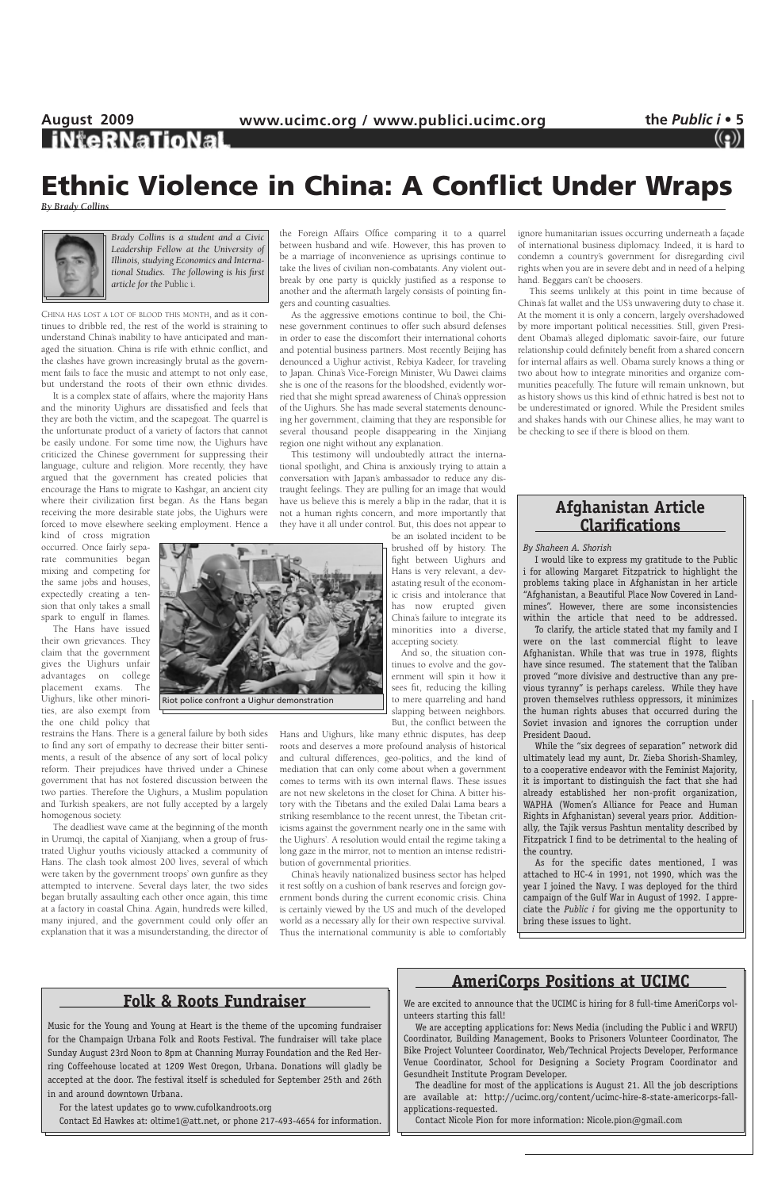# Ethnic Violence in China: A Conflict Under Wraps

*By Brady Collins*

*Brady Collins is a student and a Civic Leadership Fellow at the University of Illinois, studying Economics and International Studies. The following is his first article for the* Public i.

CHINA HAS LOST A LOT OF BLOOD THIS MONTH, and as it continues to dribble red, the rest of the world is straining to understand China's inability to have anticipated and managed the situation. China is rife with ethnic conflict, and the clashes have grown increasingly brutal as the government fails to face the music and attempt to not only ease, but understand the roots of their own ethnic divides.

It is a complex state of affairs, where the majority Hans and the minority Uighurs are dissatisfied and feels that they are both the victim, and the scapegoat. The quarrel is the unfortunate product of a variety of factors that cannot be easily undone. For some time now, the Uighurs have criticized the Chinese government for suppressing their language, culture and religion. More recently, they have argued that the government has created policies that encourage the Hans to migrate to Kashgar, an ancient city where their civilization first began. As the Hans began receiving the more desirable state jobs, the Uighurs were forced to move elsewhere seeking employment. Hence a kind of cross migration occurred. Once fairly separate communities began mixing and competing for the same jobs and houses, expectedly creating a tension that only takes a small spark to engulf in flames.

The Hans have issued their own grievances. They claim that the government gives the Uighurs unfair advantages on college placement exams. The Uighurs, like other minorities, are also exempt from the one child policy that restrains the Hans. There is a general failure by both sides to find any sort of empathy to decrease their bitter sentiments, a result of the absence of any sort of local policy reform. Their prejudices have thrived under a Chinese government that has not fostered discussion between the two parties. Therefore the Uighurs, a Muslim population and Turkish speakers, are not fully accepted by a largely homogenous society.

The deadliest wave came at the beginning of the month in Urumqi, the capital of Xianjiang, when a group of frustrated Uighur youths viciously attacked a community of Hans. The clash took almost 200 lives, several of which were taken by the government troops' own gunfire as they attempted to intervene. Several days later, the two sides began brutally assaulting each other once again, this time at a factory in coastal China. Again, hundreds were killed, many injured, and the government could only offer an explanation that it was a misunderstanding, the director of the Foreign Affairs Office comparing it to a quarrel between husband and wife. However, this has proven to be a marriage of inconvenience as uprisings continue to take the lives of civilian non-combatants. Any violent outbreak by one party is quickly justified as a response to another and the aftermath largely consists of pointing fingers and counting casualties.

As the aggressive emotions continue to boil, the Chinese government continues to offer such absurd defenses in order to ease the discomfort their international cohorts and potential business partners. Most recently Beijing has denounced a Uighur activist, Rebiya Kadeer, for traveling to Japan. China's Vice-Foreign Minister, Wu Dawei claims she is one of the reasons for the bloodshed, evidently worried that she might spread awareness of China's oppression of the Uighurs. She has made several statements denouncing her government, claiming that they are responsible for several thousand people disappearing in the Xinjiang region one night without any explanation.

This testimony will undoubtedly attract the international spotlight, and China is anxiously trying to attain a conversation with Japan's ambassador to reduce any distraught feelings. They are pulling for an image that would have us believe this is merely a blip in the radar, that it is not a human rights concern, and more importantly that they have it all under control. But, this does not appear to be an isolated incident to be brushed off by history. The fight between Uighurs and Hans is very relevant, a devastating result of the economic crisis and intolerance that has now erupted given China's failure to integrate its minorities into a diverse, accepting society.

Riot police confront a Uighur demonstration

And so, the situation continues to evolve and the government will spin it how it sees fit, reducing the killing to mere quarreling and hand slapping between neighbors. But, the conflict between the Hans and Uighurs, like many ethnic disputes, has deep roots and deserves a more profound analysis of historical and cultural differences, geo-politics, and the kind of mediation that can only come about when a government comes to terms with its own internal flaws. These issues are not new skeletons in the closet for China. A bitter history with the Tibetans and the exiled Dalai Lama bears a striking resemblance to the recent unrest, the Tibetan criticisms against the government nearly one in the same with the Uighurs'. A resolution would entail the regime taking a long gaze in the mirror, not to mention an intense redistribution of governmental priorities.

China's heavily nationalized business sector has helped it rest softly on a cushion of bank reserves and foreign government bonds during the current economic crisis. China is certainly viewed by the US and much of the developed world as a necessary ally for their own respective survival. Thus the international community is able to comfortably ignore humanitarian issues occurring underneath a façade of international business diplomacy. Indeed, it is hard to condemn a country's government for disregarding civil rights when you are in severe debt and in need of a helping hand. Beggars can't be choosers.

This seems unlikely at this point in time because of China's fat wallet and the US's unwavering duty to chase it. At the moment it is only a concern, largely overshadowed by more important political necessities. Still, given President Obama's alleged diplomatic savoir-faire, our future relationship could definitely benefit from a shared concern for internal affairs as well. Obama surely knows a thing or two about how to integrate minorities and organize communities peacefully. The future will remain unknown, but as history shows us this kind of ethnic hatred is best not to be underestimated or ignored. While the President smiles and shakes hands with our Chinese allies, he may want to be checking to see if there is blood on them.

## Afghanistan Article Clarifications

*By Shaheen A. Shorish*

I would like to express my gratitude to the Public i for allowing Margaret Fitzpatrick to highlight the problems taking place in Afghanistan in her article "Afghanistan, a Beautiful Place Now Covered in Landmines". However, there are some inconsistencies within the article that need to be addressed.

To clarify, the article stated that my family and I were on the last commercial flight to leave Afghanistan. While that was true in 1978, flights have since resumed. The statement that the Taliban proved "more divisive and destructive than any previous tyranny" is perhaps careless. While they have proven themselves ruthless oppressors, it minimizes the human rights abuses that occurred during the Soviet invasion and ignores the corruption under President Daoud.

While the "six degrees of separation" network did ultimately lead my aunt, Dr. Zieba Shorish-Shamley, to a cooperative endeavor with the Feminist Majority, it is important to distinguish the fact that she had already established her non-profit organization, WAPHA (Women's Alliance for Peace and Human Rights in Afghanistan) several years prior. Additionally, the Tajik versus Pashtun mentality described by Fitzpatrick I find to be detrimental to the healing of the country.

As for the specific dates mentioned, I was attached to HC-4 in 1991, not 1990, which was the year I joined the Navy. I was deployed for the third campaign of the Gulf War in August of 1992. I appreciate the *Public i* for giving me the opportunity to bring these issues to light.

## Folk & Roots Fundraiser

Music for the Young and Young at Heart is the theme of the upcoming fundraiser for the Champaign Urbana Folk and Roots Festival. The fundraiser will take place Sunday August 23rd Noon to 8pm at Channing Murray Foundation and the Red Herring Coffeehouse located at 1209 West Oregon, Urbana. Donations will gladly be accepted at the door. The festival itself is scheduled for September 25th and 26th in and around downtown Urbana.

For the latest updates go to www.cufolkandroots.org

Contact Ed Hawkes at: oltime1@att.net, or phone 217-493-4654 for information.

## AmeriCorps Positions at UCIMC

We are excited to announce that the UCIMC is hiring for 8 full-time AmeriCorps volunteers starting this fall!

We are accepting applications for: News Media (including the Public i and WRFU) Coordinator, Building Management, Books to Prisoners Volunteer Coordinator, The Bike Project Volunteer Coordinator, Web/Technical Projects Developer, Performance Venue Coordinator, School for Designing a Society Program Coordinator and Gesundheit Institute Program Developer.

The deadline for most of the applications is August 21. All the job descriptions are available at: http://ucimc.org/content/ucimc-hire-8-state-americorps-fall-applications-requested.

Contact Nicole Pion for more information: Nicole.pion@gmail.com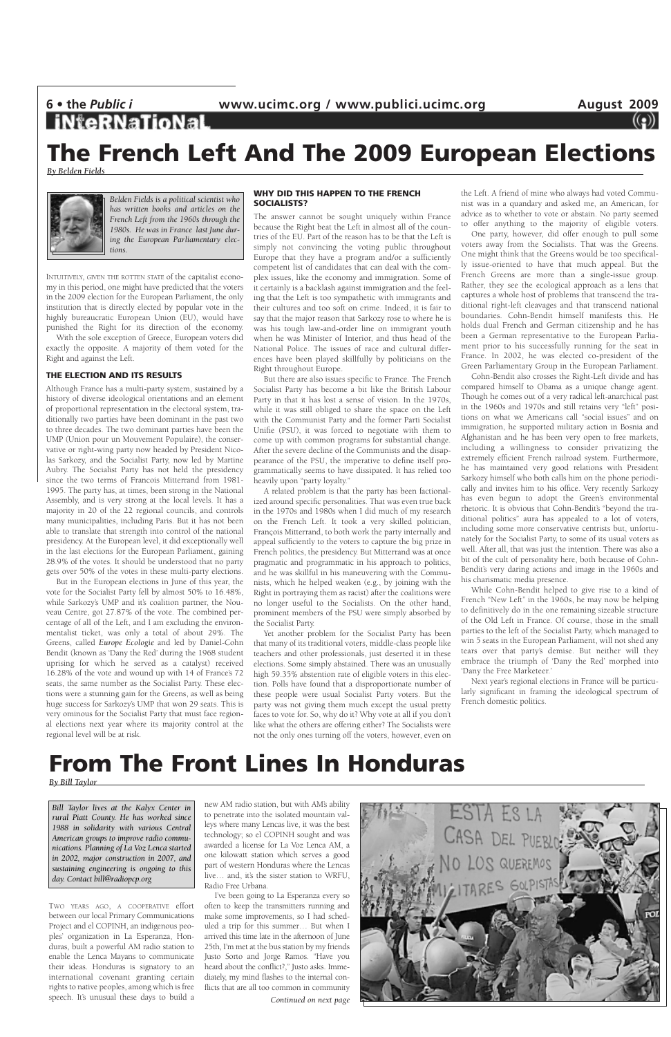# The French Left And The 2009 European Elections

*By Belden Fields*

*Belden Fields is a political scientist who has written books and articles on the French Left from the 1960s through the 1980s. He was in France last June during the European Parliamentary elections.*

INTUITIVELY, GIVEN THE ROTTEN STATE of the capitalist economy in this period, one might have predicted that the voters in the 2009 election for the European Parliament, the only institution that is directly elected by popular vote in the highly bureaucratic European Union (EU), would have punished the Right for its direction of the economy.

With the sole exception of Greece, European voters did exactly the opposite. A majority of them voted for the Right and against the Left.

### THE ELECTION AND ITS RESULTS

Although France has a multi-party system, sustained by a history of diverse ideological orientations and an element of proportional representation in the electoral system, traditionally two parties have been dominant in the past two to three decades. The two dominant parties have been the UMP (Union pour un Mouvement Populaire), the conservative or right-wing party now headed by President Nicolas Sarkozy, and the Socialist Party, now led by Martine Aubry. The Socialist Party has not held the presidency since the two terms of Francois Mitterrand from 1981-1995. The party has, at times, been strong in the National Assembly, and is very strong at the local levels. It has a majority in 20 of the 22 regional councils, and controls many municipalities, including Paris. But it has not been able to translate that strength into control of the national presidency. At the European level, it did exceptionally well in the last elections for the European Parliament, gaining 28.9% of the votes. It should be understood that no party gets over 50% of the votes in these multi-party elections.

But in the European elections in June of this year, the vote for the Socialist Party fell by almost 50% to 16.48%, while Sarkozy's UMP and it's coalition partner, the Nouveau Centre, got 27.87% of the vote. The combined percentage of all of the Left, and I am excluding the environmentalist ticket, was only a total of about 29%. The Greens, called *Europe Ecologie* and led by Daniel-Cohn Bendit (known as 'Dany the Red' during the 1968 student uprising for which he served as a catalyst) received 16.28% of the vote and wound up with 14 of France's 72 seats, the same number as the Socialist Party. These elections were a stunning gain for the Greens, as well as being huge success for Sarkozy's UMP that won 29 seats. This is very ominous for the Socialist Party that must face regional elections next year where its majority control at the regional level will be at risk.

### WHY DID THIS HAPPEN TO THE FRENCH SOCIALISTS?

The answer cannot be sought uniquely within France because the Right beat the Left in almost all of the countries of the EU. Part of the reason has to be that the Left is simply not convincing the voting public throughout Europe that they have a program and/or a sufficiently competent list of candidates that can deal with the complex issues, like the economy and immigration. Some of it certainly is a backlash against immigration and the feeling that the Left is too sympathetic with immigrants and their cultures and too soft on crime. Indeed, it is fair to say that the major reason that Sarkozy rose to where he is was his tough law-and-order line on immigrant youth when he was Minister of Interior, and thus head of the National Police. The issues of race and cultural differences have been played skillfully by politicians on the Right throughout Europe.

But there are also issues specific to France. The French Socialist Party has become a bit like the British Labour Party in that it has lost a sense of vision. In the 1970s, while it was still obliged to share the space on the Left with the Communist Party and the former Parti Socialist Unifie (PSU), it was forced to negotiate with them to come up with common programs for substantial change. After the severe decline of the Communists and the disappearance of the PSU, the imperative to define itself programmatically seems to have dissipated. It has relied too heavily upon "party loyalty."

A related problem is that the party has been factionalized around specific personalities. That was even true back in the 1970s and 1980s when I did much of my research on the French Left. It took a very skilled politician, François Mitterrand, to both work the party internally and appeal sufficiently to the voters to capture the big prize in French politics, the presidency. But Mitterrand was at once pragmatic and programmatic in his approach to politics, and he was skillful in his maneuvering with the Communists, which he helped weaken (e.g., by joining with the Right in portraying them as racist) after the coalitions were no longer useful to the Socialists. On the other hand, prominent members of the PSU were simply absorbed by the Socialist Party.

Yet another problem for the Socialist Party has been that many of its traditional voters, middle-class people like teachers and other professionals, just deserted it in these elections. Some simply abstained. There was an unusually high 59.35% abstention rate of eligible voters in this election. Polls have found that a disproportionate number of these people were usual Socialist Party voters. But the party was not giving them much except the usual pretty faces to vote for. So, why do it? Why vote at all if you don't like what the others are offering either? The Socialists were not the only ones turning off the voters, however, even on the Left. A friend of mine who always had voted Communist was in a quandary and asked me, an American, for advice as to whether to vote or abstain. No party seemed to offer anything to the majority of eligible voters.

One party, however, did offer enough to pull some voters away from the Socialists. That was the Greens. One might think that the Greens would be too specifically issue-oriented to have that much appeal. But the French Greens are more than a single-issue group. Rather, they see the ecological approach as a lens that captures a whole host of problems that transcend the traditional right-left cleavages and that transcend national boundaries. Cohn-Bendit himself manifests this. He holds dual French and German citizenship and he has been a German representative to the European Parliament prior to his successfully running for the seat in France. In 2002, he was elected co-president of the Green Parliamentary Group in the European Parliament.

Cohn-Bendit also crosses the Right-Left divide and has compared himself to Obama as a unique change agent. Though he comes out of a very radical left-anarchical past in the 1960s and 1970s and still retains very "left" positions on what we Americans call "social issues" and on immigration, he supported military action in Bosnia and Afghanistan and he has been very open to free markets, including a willingness to consider privatizing the extremely efficient French railroad system. Furthermore, he has maintained very good relations with President Sarkozy himself who both calls him on the phone periodically and invites him to his office. Very recently Sarkozy has even begun to adopt the Green's environmental rhetoric. It is obvious that Cohn-Bendit's "beyond the traditional politics" aura has appealed to a lot of voters, including some more conservative centrists but, unfortunately for the Socialist Party, to some of its usual voters as well. After all, that was just the intention. There was also a bit of the cult of personality here, both because of Cohn-Bendit's very daring actions and image in the 1960s and his charismatic media presence.

While Cohn-Bendit helped to give rise to a kind of French "New Left" in the 1960s, he may now be helping to definitively do in the one remaining sizeable structure of the Old Left in France. Of course, those in the small parties to the left of the Socialist Party, which managed to win 5 seats in the European Parliament, will not shed any tears over that party's demise. But neither will they embrace the triumph of 'Dany the Red' morphed into 'Dany the Free Marketeer.'

Next year's regional elections in France will be particularly significant in framing the ideological spectrum of French domestic politics.

# From The Front Lines In Honduras

*By Bill Taylor*

*Bill Taylor lives at the Kalyx Center in rural Piatt County. He has worked since 1988 in solidarity with various Central American groups to improve radio communications. Planning of La Voz Lenca started in 2002, major construction in 2007, and sustaining engineering is ongoing to this day. Contact bill@radiopcp.org*

TWO YEARS AGO, A COOPERATIVE effort between our local Primary Communications Project and el COPINH, an indigenous peoples' organization in La Esperanza, Honduras, built a powerful AM radio station to enable the Lenca Mayans to communicate their ideas. Honduras is signatory to an international covenant granting certain rights to native peoples, among which is free speech. It's unusual these days to build a new AM radio station, but with AM's ability to penetrate into the isolated mountain valleys where many Lencas live, it was the best technology; so el COPINH sought and was awarded a license for La Voz Lenca AM, a one kilowatt station which serves a good part of western Honduras where the Lencas live… and, it's the sister station to WRFU, Radio Free Urbana.

I've been going to La Esperanza every so often to keep the transmitters running and make some improvements, so I had scheduled a trip for this summer… But when I arrived this time late in the afternoon of June 25th, I'm met at the bus station by my friends Justo Sorto and Jorge Ramos. "Have you heard about the conflict?," Justo asks. Immediately, my mind flashes to the internal conflicts that are all too common in community

*Continued on next page*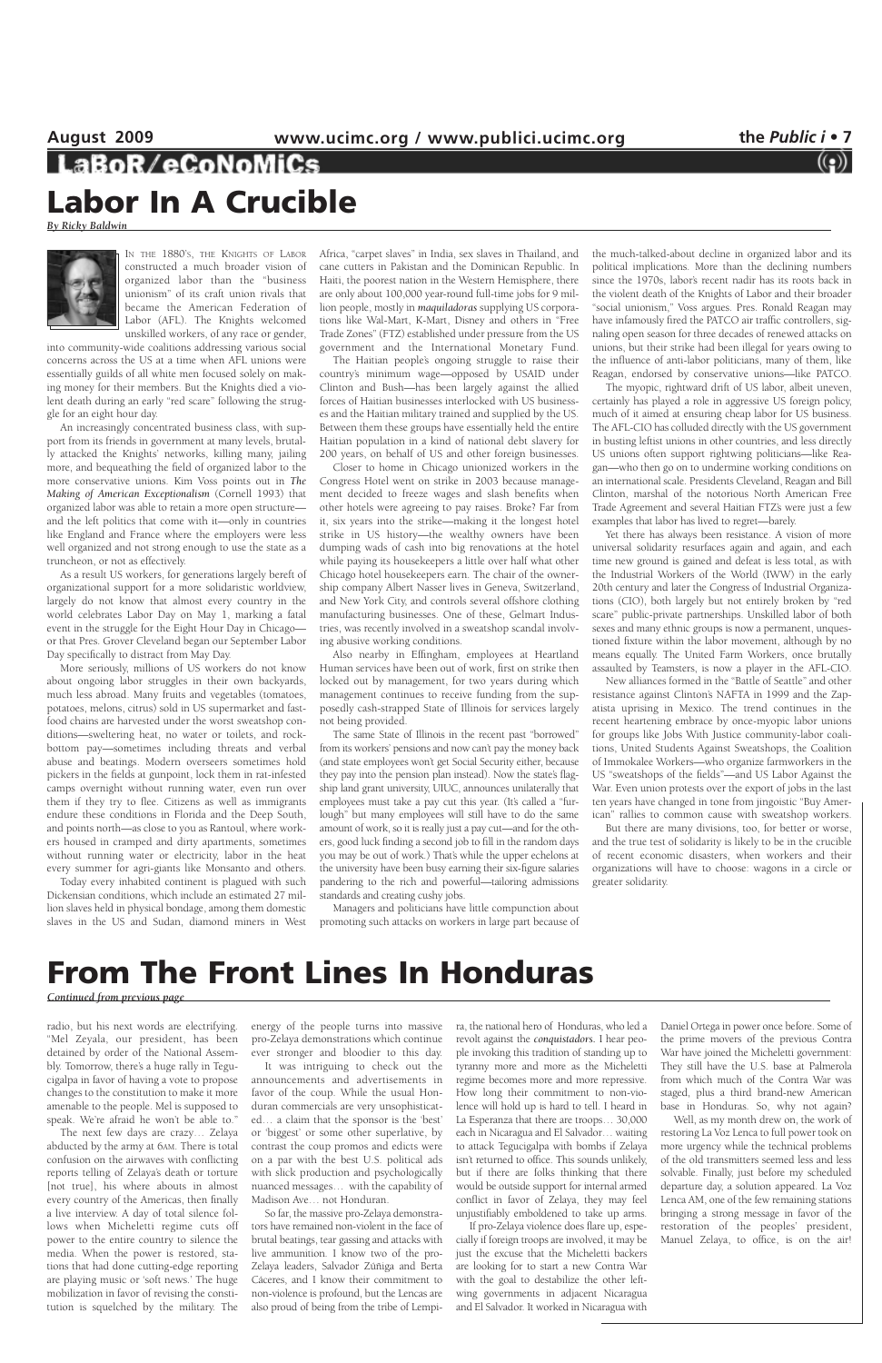## LaBoR/eCoNoMiCs

# Labor In A Crucible

*By Ricky Baldwin*

In the 1880's, the Knights of Labor constructed a much broader vision of organized labor than the "business unionism" of its craft union rivals that became the American Federation of Labor (AFL). The Knights welcomed unskilled workers, of any race or gender, into community-wide coalitions addressing various social concerns across the US at a time when AFL unions were essentially guilds of all white men focused solely on making money for their members. But the Knights died a violent death during an early "red scare" following the struggle for an eight hour day.

An increasingly concentrated business class, with support from its friends in government at many levels, brutally attacked the Knights' networks, killing many, jailing more, and bequeathing the field of organized labor to the more conservative unions. Kim Voss points out in *The Making of American Exceptionalism* (Cornell 1993) that organized labor was able to retain a more open structure—and the left politics that come with it—only in countries like England and France where the employers were less well organized and not strong enough to use the state as a truncheon, or not as effectively.

As a result US workers, for generations largely bereft of organizational support for a more solidaristic worldview, largely do not know that almost every country in the world celebrates Labor Day on May 1, marking a fatal event in the struggle for the Eight Hour Day in Chicago—or that Pres. Grover Cleveland began our September Labor Day specifically to distract from May Day.

More seriously, millions of US workers do not know about ongoing labor struggles in their own backyards, much less abroad. Many fruits and vegetables (tomatoes, potatoes, melons, citrus) sold in US supermarket and fast-food chains are harvested under the worst sweatshop conditions—sweltering heat, no water or toilets, and rock-bottom pay—sometimes including threats and verbal abuse and beatings. Modern overseers sometimes hold pickers in the fields at gunpoint, lock them in rat-infested camps overnight without running water, even run over them if they try to flee. Citizens as well as immigrants endure these conditions in Florida and the Deep South, and points north—as close to you as Rantoul, where workers housed in cramped and dirty apartments, sometimes without running water or electricity, labor in the heat every summer for agri-giants like Monsanto and others.

Today every inhabited continent is plagued with such Dickensian conditions, which include an estimated 27 million slaves held in physical bondage, among them domestic slaves in the US and Sudan, diamond miners in West Africa, "carpet slaves" in India, sex slaves in Thailand, and cane cutters in Pakistan and the Dominican Republic. In Haiti, the poorest nation in the Western Hemisphere, there are only about 100,000 year-round full-time jobs for 9 million people, mostly in *maquiladoras* supplying US corporations like Wal-Mart, K-Mart, Disney and others in "Free Trade Zones" (FTZ) established under pressure from the US government and the International Monetary Fund.

The Haitian people's ongoing struggle to raise their country's minimum wage—opposed by USAID under Clinton and Bush—has been largely against the allied forces of Haitian businesses interlocked with US businesses and the Haitian military trained and supplied by the US. Between them these groups have essentially held the entire Haitian population in a kind of national debt slavery for 200 years, on behalf of US and other foreign businesses.

Closer to home in Chicago unionized workers in the Congress Hotel went on strike in 2003 because management decided to freeze wages and slash benefits when other hotels were agreeing to pay raises. Broke? Far from it, six years into the strike—making it the longest hotel strike in US history—the wealthy owners have been dumping wads of cash into big renovations at the hotel while paying its housekeepers a little over half what other Chicago hotel housekeepers earn. The chair of the ownership company Albert Nasser lives in Geneva, Switzerland, and New York City, and controls several offshore clothing manufacturing businesses. One of these, Gelmart Industries, was recently involved in a sweatshop scandal involving abusive working conditions.

Also nearby in Effingham, employees at Heartland Human services have been out of work, first on strike then locked out by management, for two years during which management continues to receive funding from the supposedly cash-strapped State of Illinois for services largely not being provided.

The same State of Illinois in the recent past "borrowed" from its workers' pensions and now can't pay the money back (and state employees won't get Social Security either, because they pay into the pension plan instead). Now the state's flagship land grant university, UIUC, announces unilaterally that employees must take a pay cut this year. (It's called a "furlough" but many employees will still have to do the same amount of work, so it is really just a pay cut—and for the others, good luck finding a second job to fill in the random days you may be out of work.) That's while the upper echelons at the university have been busy earning their six-figure salaries pandering to the rich and powerful—tailoring admissions standards and creating cushy jobs.

Managers and politicians have little compunction about promoting such attacks on workers in large part because of the much-talked-about decline in organized labor and its political implications. More than the declining numbers since the 1970s, labor's recent nadir has its roots back in the violent death of the Knights of Labor and their broader "social unionism," Voss argues. Pres. Ronald Reagan may have infamously fired the PATCO air traffic controllers, signaling open season for three decades of renewed attacks on unions, but their strike had been illegal for years owing to the influence of anti-labor politicians, many of them, like Reagan, endorsed by conservative unions—like PATCO.

The myopic, rightward drift of US labor, albeit uneven, certainly has played a role in aggressive US foreign policy, much of it aimed at ensuring cheap labor for US business. The AFL-CIO has colluded directly with the US government in busting leftist unions in other countries, and less directly US unions often support rightwing politicians—like Reagan—who then go on to undermine working conditions on an international scale. Presidents Cleveland, Reagan and Bill Clinton, marshal of the notorious North American Free Trade Agreement and several Haitian FTZ's were just a few examples that labor has lived to regret—barely.

Yet there has always been resistance. A vision of more universal solidarity resurfaces again and again, and each time new ground is gained and defeat is less total, as with the Industrial Workers of the World (IWW) in the early 20th century and later the Congress of Industrial Organizations (CIO), both largely but not entirely broken by "red scare" public-private partnerships. Unskilled labor of both sexes and many ethnic groups is now a permanent, unquestioned fixture within the labor movement, although by no means equally. The United Farm Workers, once brutally assaulted by Teamsters, is now a player in the AFL-CIO.

New alliances formed in the "Battle of Seattle" and other resistance against Clinton's NAFTA in 1999 and the Zapatista uprising in Mexico. The trend continues in the recent heartening embrace by once-myopic labor unions for groups like Jobs With Justice community-labor coalitions, United Students Against Sweatshops, the Coalition of Immokalee Workers—who organize farmworkers in the US "sweatshops of the fields"—and US Labor Against the War. Even union protests over the export of jobs in the last ten years have changed in tone from jingoistic "Buy American" rallies to common cause with sweatshop workers.

But there are many divisions, too, for better or worse, and the true test of solidarity is likely to be in the crucible of recent economic disasters, when workers and their organizations will have to choose: wagons in a circle or greater solidarity.

# From The Front Lines In Honduras

*Continued from previous page*

radio, but his next words are electrifying. "Mel Zeyala, our president, has been detained by order of the National Assembly. Tomorrow, there's a huge rally in Tegucigalpa in favor of having a vote to propose changes to the constitution to make it more amenable to the people. Mel is supposed to speak. We're afraid he won't be able to."

The next few days are crazy… Zelaya abducted by the army at 6AM. There is total confusion on the airwaves with conflicting reports telling of Zelaya's death or torture [not true], his where abouts in almost every country of the Americas, then finally a live interview. A day of total silence follows when Micheletti regime cuts off power to the entire country to silence the media. When the power is restored, stations that had done cutting-edge reporting are playing music or 'soft news.' The huge mobilization in favor of revising the constitution is squelched by the military. The energy of the people turns into massive pro-Zelaya demonstrations which continue ever stronger and bloodier to this day.

It was intriguing to check out the announcements and advertisements in favor of the coup. While the usual Honduran commercials are very unsophisticated… a claim that the sponsor is the 'best' or 'biggest' or some other superlative, by contrast the coup promos and edicts were on a par with the best U.S. political ads with slick production and psychologically nuanced messages… with the capability of Madison Ave… not Honduran.

So far, the massive pro-Zelaya demonstrators have remained non-violent in the face of brutal beatings, tear gassing and attacks with live ammunition. I know two of the pro-Zelaya leaders, Salvador Zúñiga and Berta Cáceres, and I know their commitment to non-violence is profound, but the Lencas are also proud of being from the tribe of Lempira, the national hero of Honduras, who led a revolt against the *conquistadors*. I hear people invoking this tradition of standing up to tyranny more and more as the Micheletti regime becomes more and more repressive. How long their commitment to non-violence will hold up is hard to tell. I heard in La Esperanza that there are troops… 30,000 each in Nicaragua and El Salvador… waiting to attack Tegucigalpa with bombs if Zelaya isn't returned to office. This sounds unlikely, but if there are folks thinking that there would be outside support for internal armed conflict in favor of Zelaya, they may feel unjustifiably emboldened to take up arms.

If pro-Zelaya violence does flare up, especially if foreign troops are involved, it may be just the excuse that the Micheletti backers are looking for to start a new Contra War with the goal to destabilize the other left-wing governments in adjacent Nicaragua and El Salvador. It worked in Nicaragua with Daniel Ortega in power once before. Some of the prime movers of the previous Contra War have joined the Micheletti government: They still have the U.S. base at Palmerola from which much of the Contra War was staged, plus a third brand-new American base in Honduras. So, why not again?

Well, as my month drew on, the work of restoring La Voz Lenca to full power took on more urgency while the technical problems of the old transmitters seemed less and less solvable. Finally, just before my scheduled departure day, a solution appeared. La Voz Lenca AM, one of the few remaining stations bringing a strong message in favor of the restoration of the peoples' president, Manuel Zelaya, to office, is on the air!